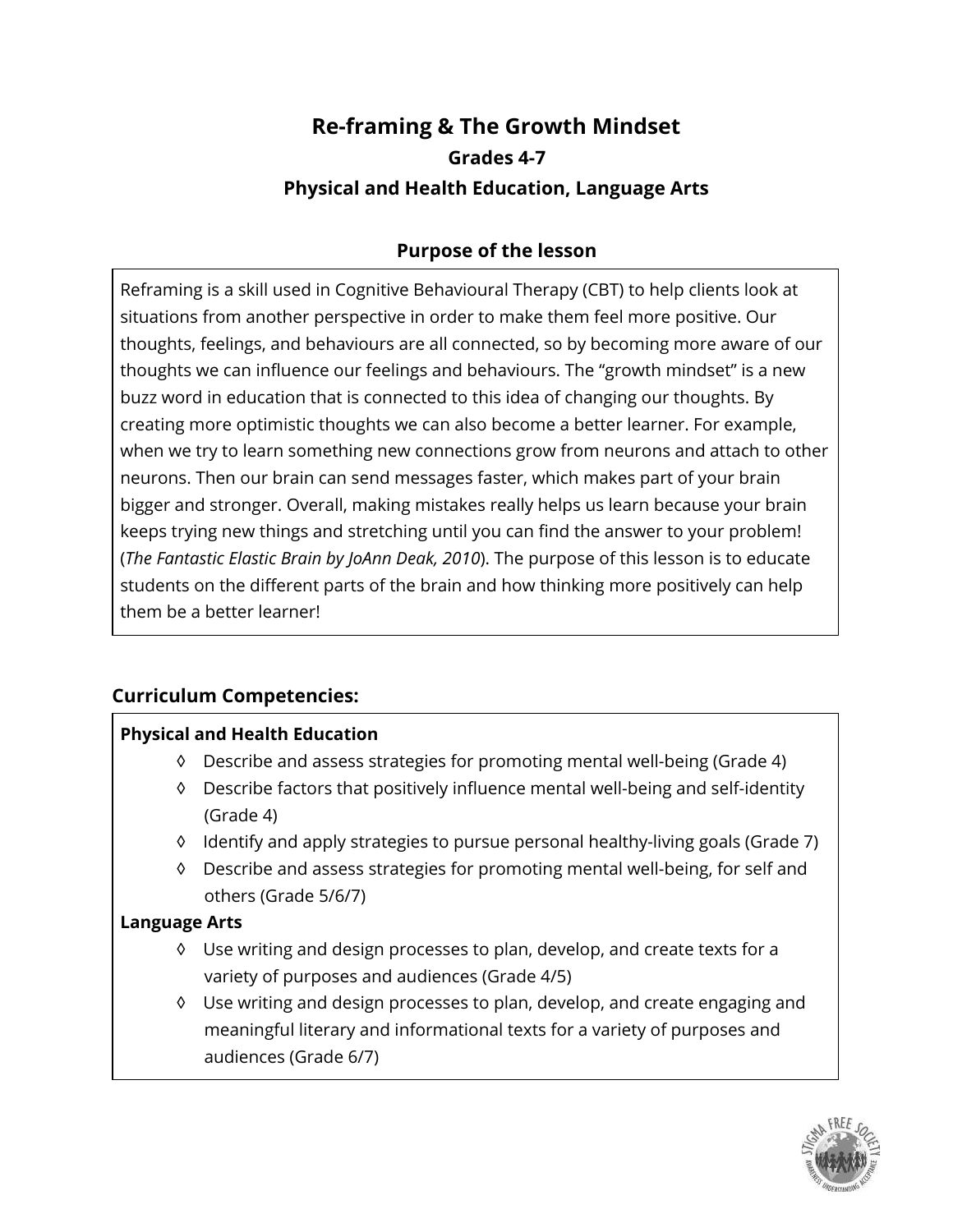# Re-framing & The Growth Mindset

### Grades 4-7

### Physical and Health Education, Language Arts

## Purpose of the lesson

Reframing is a skill used in Cognitive Behavioural Therapy (CBT) to help clients look at situations from another perspective in order to make them feel more positive. Our thoughts, feelings, and behaviours are all connected, so by becoming more aware of our thoughts we can influence our feelings and behaviours. The "growth mindset" is a new buzz word in education that is connected to this idea of changing our thoughts. By creating more optimistic thoughts we can also become a better learner. For example, when we try to learn something new connections grow from neurons and attach to other neurons. Then our brain can send messages faster, which makes part of your brain bigger and stronger. Overall, making mistakes really helps us learn because your brain keeps trying new things and stretching until you can find the answer to your problem! (*The Fantastic Elastic Brain by JoAnn Deak, 2010*). The purpose of this lesson is to educate students on the different parts of the brain and how thinking more positively can help them be a better learner!

## Curriculum Competencies:

**Physical and Health Education**

- ◊ Describe and assess strategies for promoting mental well-being (Grade 4)
- ◊ Describe factors that positively influence mental well-being and self-identity (Grade 4)
- ◊ Identify and apply strategies to pursue personal healthy-living goals (Grade 7)
- ◊ Describe and assess strategies for promoting mental well-being, for self and others (Grade 5/6/7)

**Language Arts**

- ◊ Use writing and design processes to plan, develop, and create texts for a variety of purposes and audiences (Grade 4/5)
- ◊ Use writing and design processes to plan, develop, and create engaging and meaningful literary and informational texts for a variety of purposes and audiences (Grade 6/7)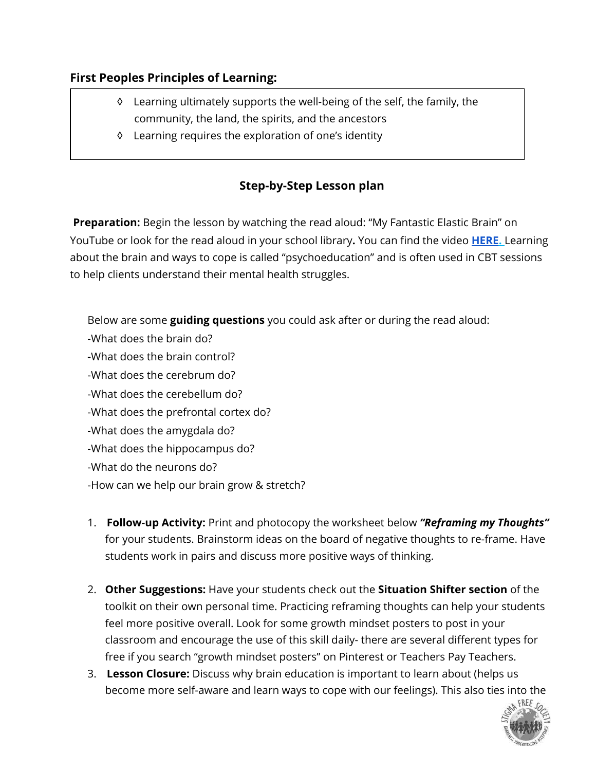**First Peoples Principles of Learning:**

- ◊ Learning ultimately supports the well-being of the self, the family, the community, the land, the spirits, and the ancestors
- ◊ Learning requires the exploration of one's identity

**Step-by-Step Lesson plan**

**Preparation:** Begin the lesson by watching the read aloud: "My Fantastic Elastic Brain" on YouTube or look for the read aloud in your school library**.** You can find the video **HERE.** Learning about the brain and ways to cope is called "psychoeducation" and is often used in CBT sessions to help clients understand their mental health struggles.

Below are some **guiding questions** you could ask after or during the read aloud:

-What does the brain do?

-What does the brain control?

-What does the cerebrum do?

-What does the cerebellum do?

-What does the prefrontal cortex do?

-What does the amygdala do?

-What does the hippocampus do?

-What do the neurons do?

-How can we help our brain grow & stretch?

1. **Follow-up Activity:** Print and photocopy the worksheet below ***"Reframing my Thoughts"*** for your students. Brainstorm ideas on the board of negative thoughts to re-frame. Have students work in pairs and discuss more positive ways of thinking.
2. **Other Suggestions:** Have your students check out the **Situation Shifter section** of the toolkit on their own personal time. Practicing reframing thoughts can help your students feel more positive overall. Look for some growth mindset posters to post in your classroom and encourage the use of this skill daily- there are several different types for free if you search "growth mindset posters" on Pinterest or Teachers Pay Teachers.
3. **Lesson Closure:** Discuss why brain education is important to learn about (helps us become more self-aware and learn ways to cope with our feelings). This also ties into the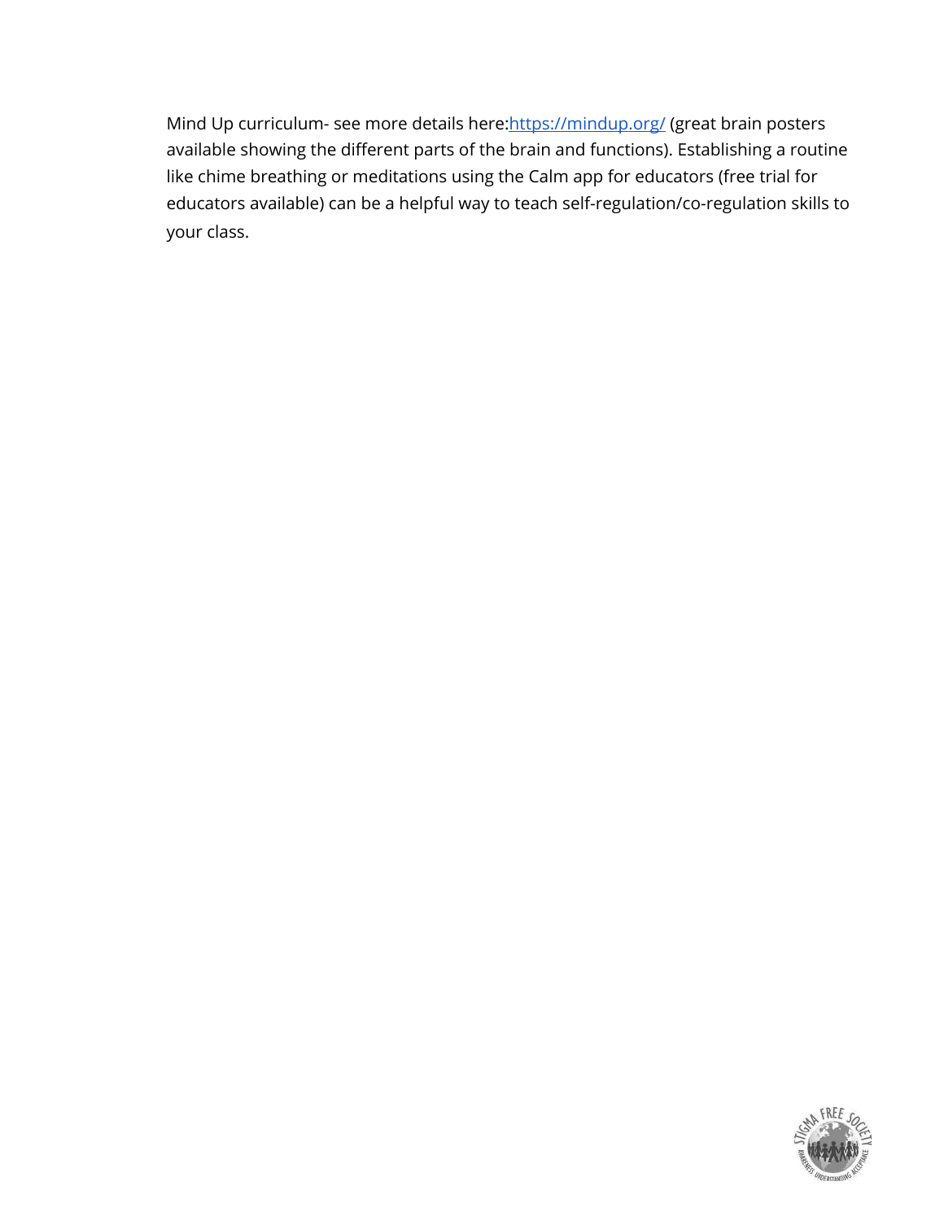Mind Up curriculum- see more details here:[https://mindup.org/](https://mindup.org/) (great brain posters available showing the different parts of the brain and functions). Establishing a routine like chime breathing or meditations using the Calm app for educators (free trial for educators available) can be a helpful way to teach self-regulation/co-regulation skills to your class.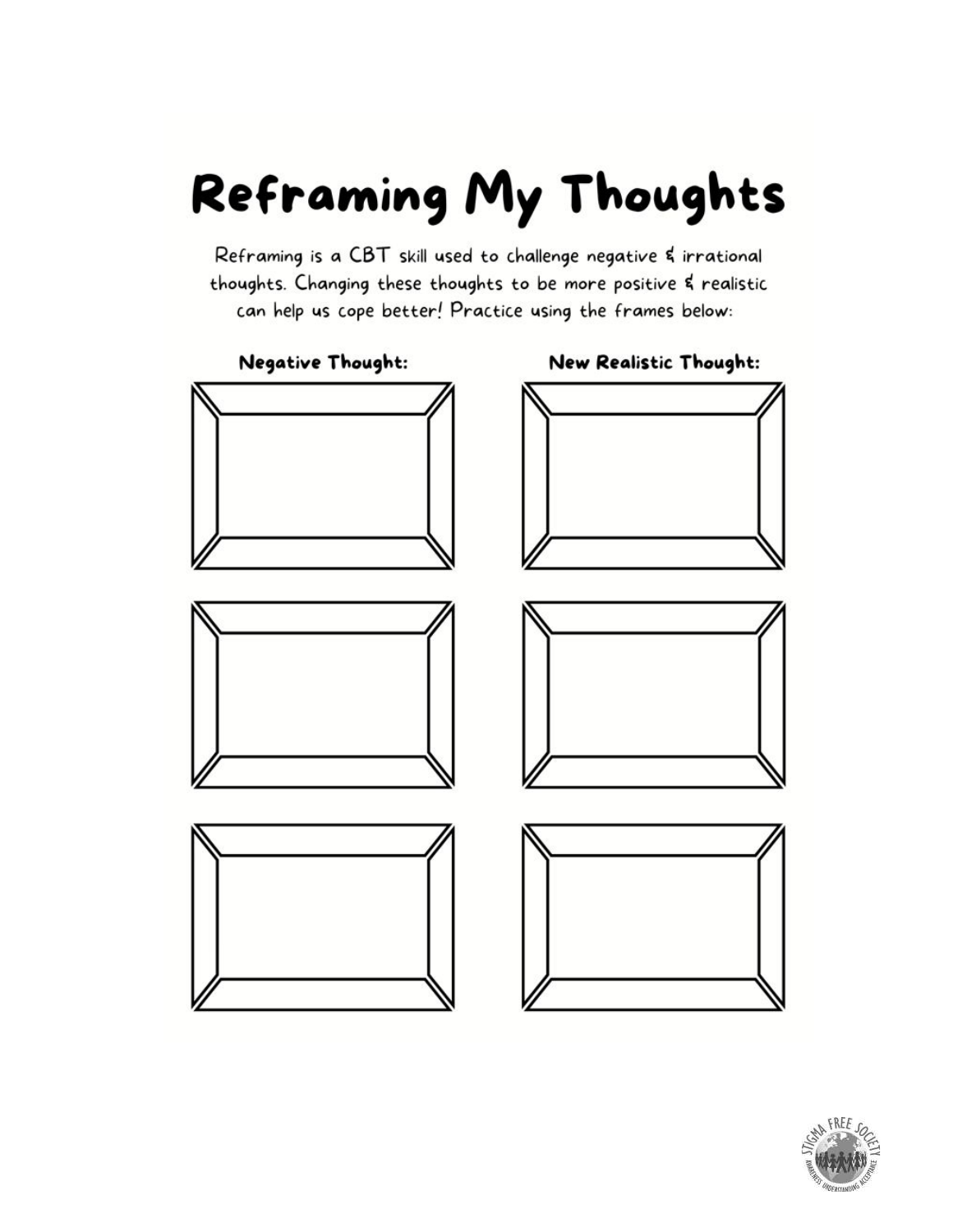# Reframing My Thoughts

Reframing is a CBT skill used to challenge negative & irrational thoughts. Changing these thoughts to be more positive & realistic can help us cope better! Practice using the frames below:

| Negative Thought: | New Realistic Thought: |
| --- | --- |
| | |
| | |
| | |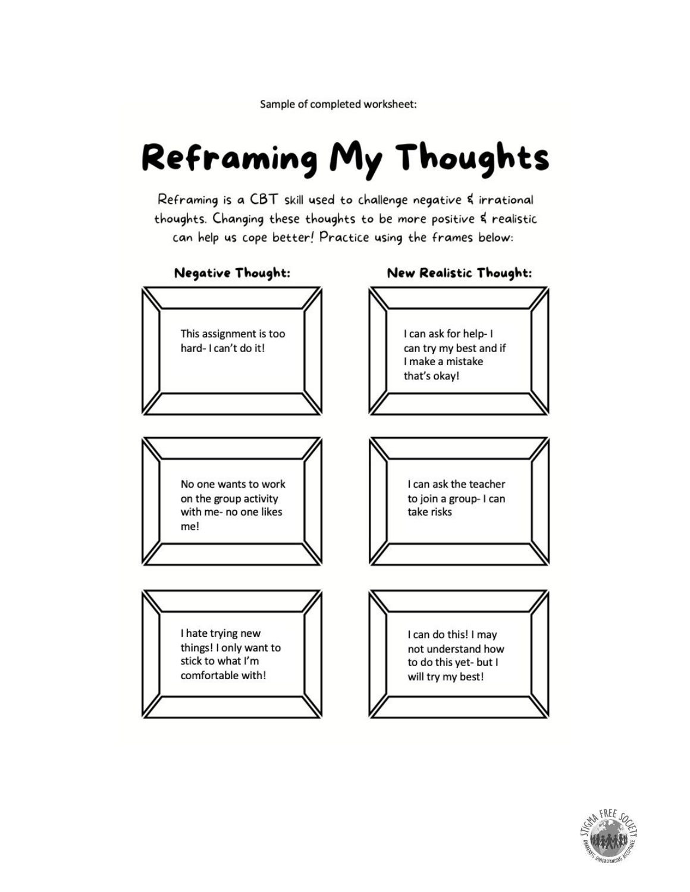Sample of completed worksheet:

# Reframing My Thoughts

Reframing is a CBT skill used to challenge negative & irrational thoughts. Changing these thoughts to be more positive & realistic can help us cope better! Practice using the frames below:

| Negative Thought: | New Realistic Thought: |
| --- | --- |
| This assignment is too hard- I can't do it! | I can ask for help- I can try my best and if I make a mistake that's okay! |
| No one wants to work on the group activity with me- no one likes me! | I can ask the teacher to join a group- I can take risks |
| I hate trying new things! I only want to stick to what I'm comfortable with! | I can do this! I may not understand how to do this yet- but I will try my best! |